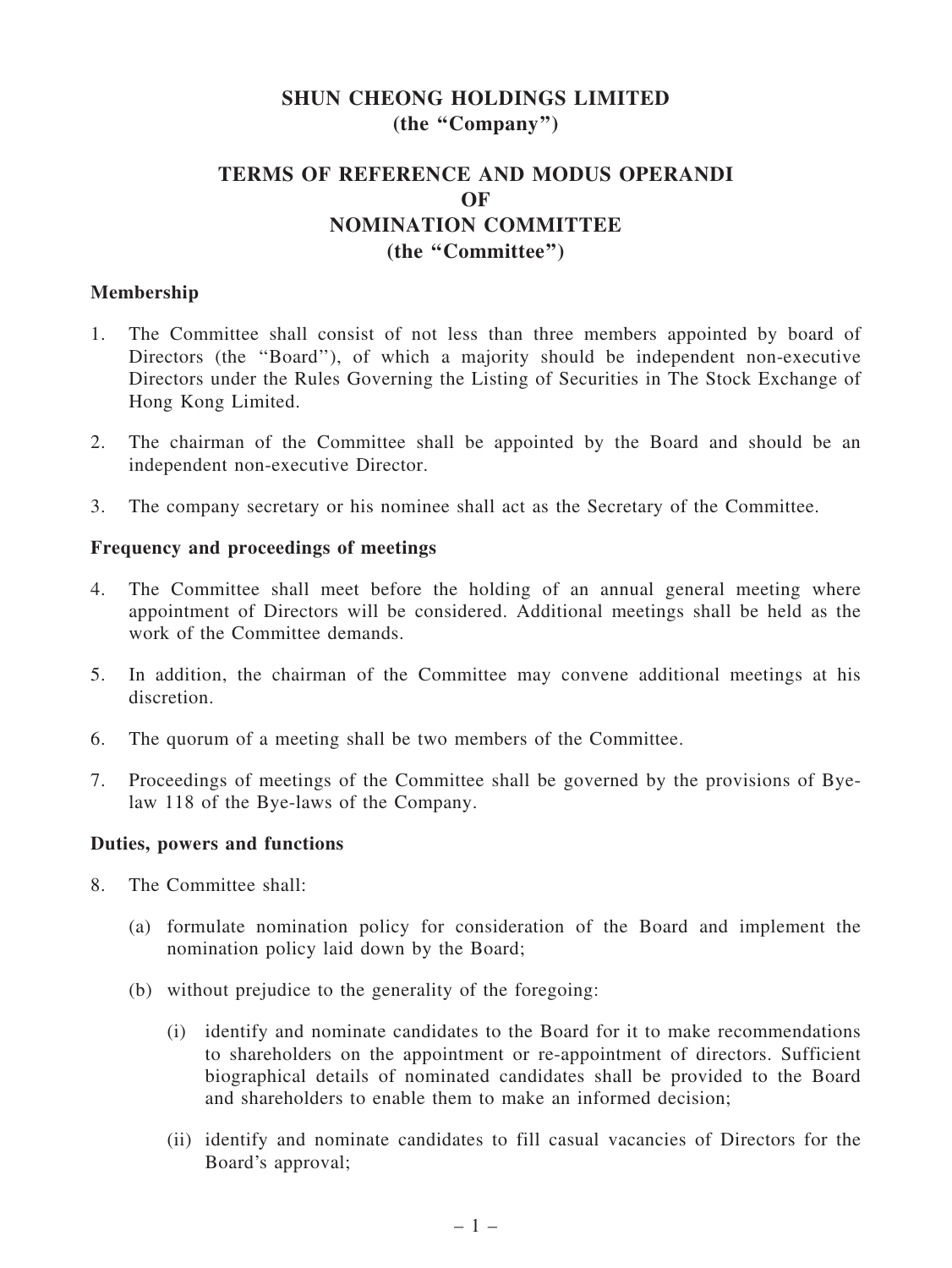# SHUN CHEONG HOLDINGS LIMITED
# (the "Company")

## TERMS OF REFERENCE AND MODUS OPERANDI OF NOMINATION COMMITTEE (the "Committee")

### Membership

1. The Committee shall consist of not less than three members appointed by board of Directors (the "Board"), of which a majority should be independent non-executive Directors under the Rules Governing the Listing of Securities in The Stock Exchange of Hong Kong Limited.

2. The chairman of the Committee shall be appointed by the Board and should be an independent non-executive Director.

3. The company secretary or his nominee shall act as the Secretary of the Committee.

### Frequency and proceedings of meetings

4. The Committee shall meet before the holding of an annual general meeting where appointment of Directors will be considered. Additional meetings shall be held as the work of the Committee demands.

5. In addition, the chairman of the Committee may convene additional meetings at his discretion.

6. The quorum of a meeting shall be two members of the Committee.

7. Proceedings of meetings of the Committee shall be governed by the provisions of Bye-law 118 of the Bye-laws of the Company.

### Duties, powers and functions

8. The Committee shall:

   (a) formulate nomination policy for consideration of the Board and implement the nomination policy laid down by the Board;

   (b) without prejudice to the generality of the foregoing:

      (i) identify and nominate candidates to the Board for it to make recommendations to shareholders on the appointment or re-appointment of directors. Sufficient biographical details of nominated candidates shall be provided to the Board and shareholders to enable them to make an informed decision;

      (ii) identify and nominate candidates to fill casual vacancies of Directors for the Board's approval;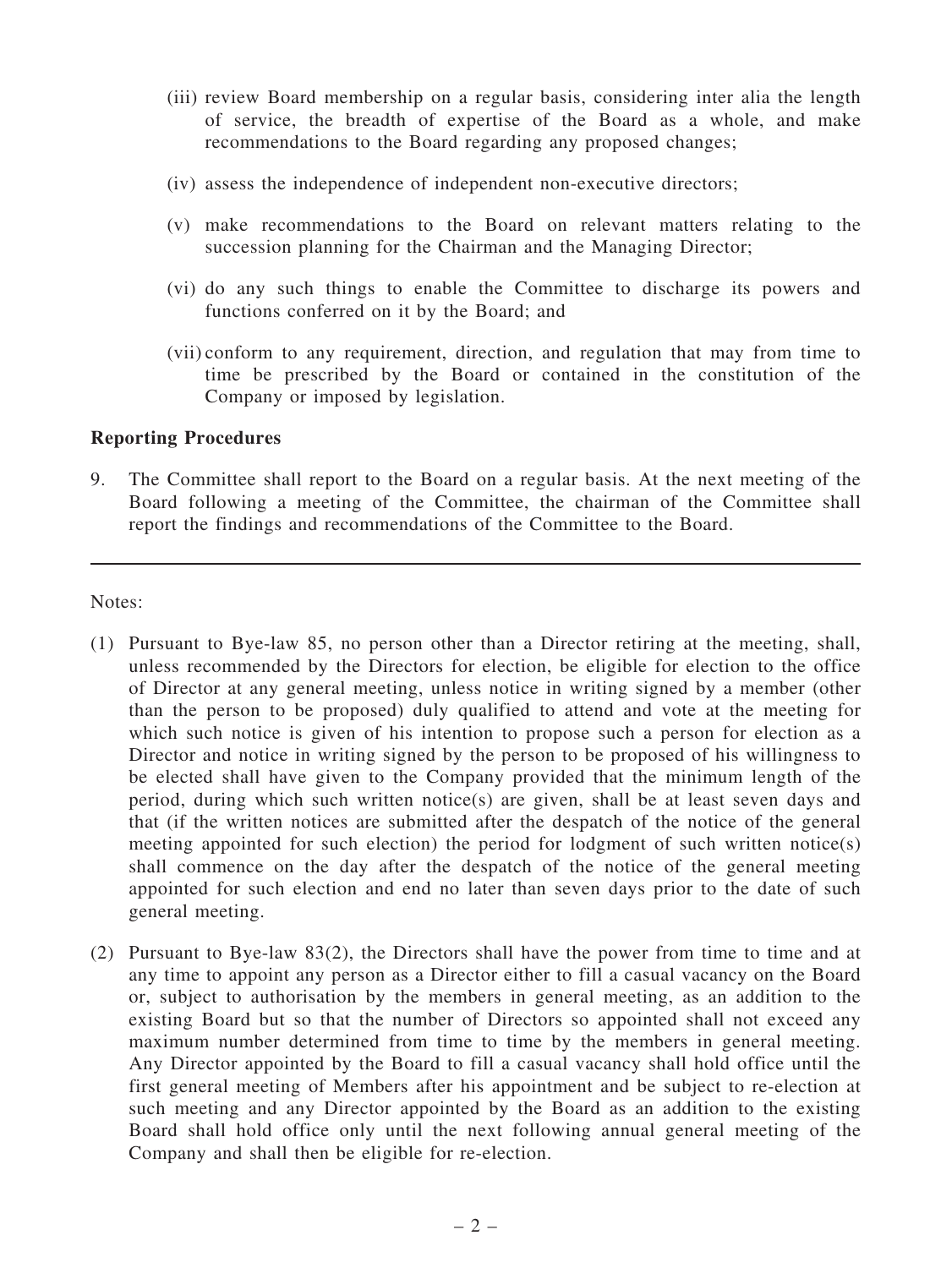(iii) review Board membership on a regular basis, considering inter alia the length of service, the breadth of expertise of the Board as a whole, and make recommendations to the Board regarding any proposed changes;

(iv) assess the independence of independent non-executive directors;

(v) make recommendations to the Board on relevant matters relating to the succession planning for the Chairman and the Managing Director;

(vi) do any such things to enable the Committee to discharge its powers and functions conferred on it by the Board; and

(vii) conform to any requirement, direction, and regulation that may from time to time be prescribed by the Board or contained in the constitution of the Company or imposed by legislation.

**Reporting Procedures**

9. The Committee shall report to the Board on a regular basis. At the next meeting of the Board following a meeting of the Committee, the chairman of the Committee shall report the findings and recommendations of the Committee to the Board.

---

Notes:

(1) Pursuant to Bye-law 85, no person other than a Director retiring at the meeting, shall, unless recommended by the Directors for election, be eligible for election to the office of Director at any general meeting, unless notice in writing signed by a member (other than the person to be proposed) duly qualified to attend and vote at the meeting for which such notice is given of his intention to propose such a person for election as a Director and notice in writing signed by the person to be proposed of his willingness to be elected shall have given to the Company provided that the minimum length of the period, during which such written notice(s) are given, shall be at least seven days and that (if the written notices are submitted after the despatch of the notice of the general meeting appointed for such election) the period for lodgment of such written notice(s) shall commence on the day after the despatch of the notice of the general meeting appointed for such election and end no later than seven days prior to the date of such general meeting.

(2) Pursuant to Bye-law 83(2), the Directors shall have the power from time to time and at any time to appoint any person as a Director either to fill a casual vacancy on the Board or, subject to authorisation by the members in general meeting, as an addition to the existing Board but so that the number of Directors so appointed shall not exceed any maximum number determined from time to time by the members in general meeting. Any Director appointed by the Board to fill a casual vacancy shall hold office until the first general meeting of Members after his appointment and be subject to re-election at such meeting and any Director appointed by the Board as an addition to the existing Board shall hold office only until the next following annual general meeting of the Company and shall then be eligible for re-election.